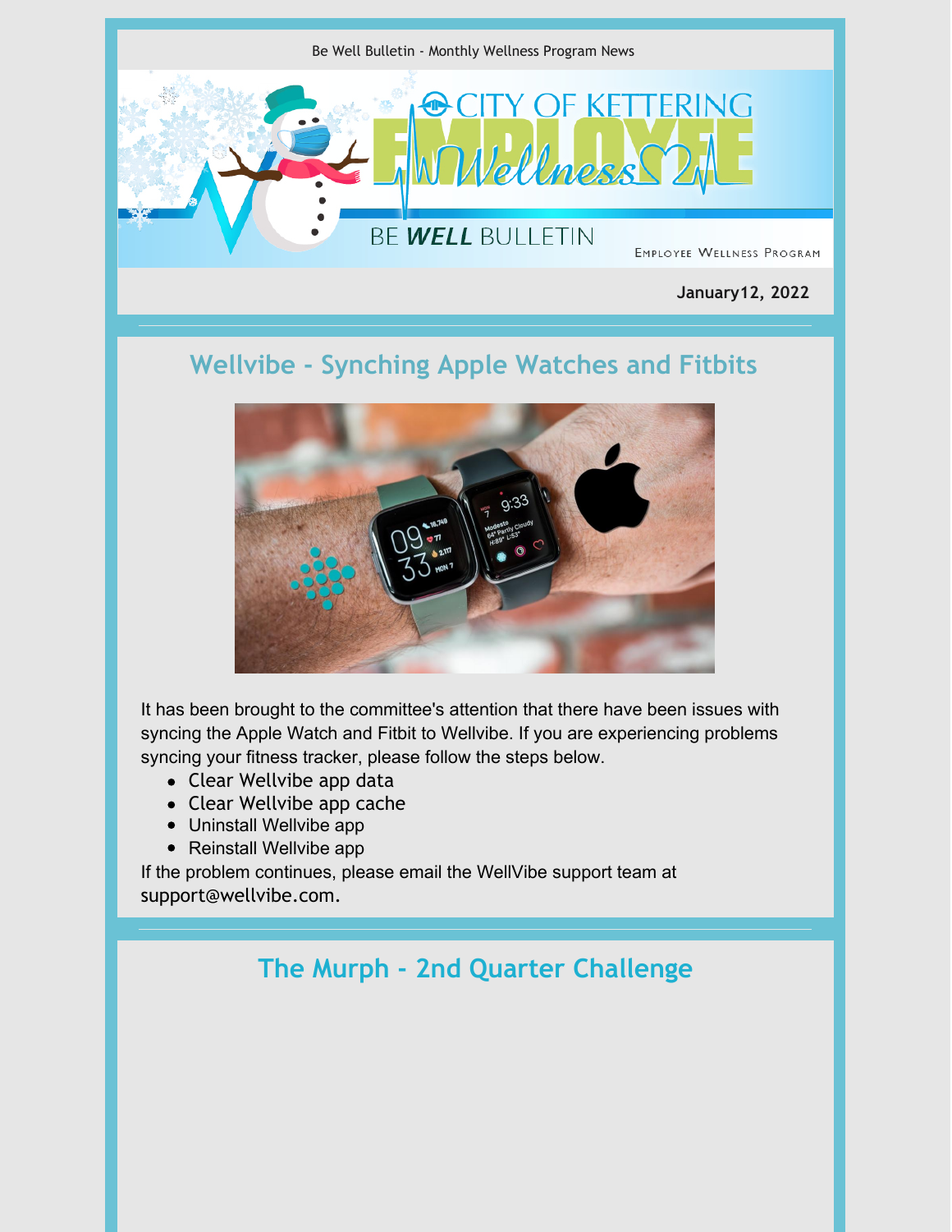Be Well Bulletin - Monthly Wellness Program News

CITY OF KETTERING EMPLOYEE Wellness

BE *WELL* BULLETIN

EMPLOYEE WELLNESS PROGRAM

**January12, 2022**

## Wellvibe - Synching Apple Watches and Fitbits

It has been brought to the committee's attention that there have been issues with syncing the Apple Watch and Fitbit to Wellvibe. If you are experiencing problems syncing your fitness tracker, please follow the steps below.

- Clear Wellvibe app data
- Clear Wellvibe app cache
- Uninstall Wellvibe app
- Reinstall Wellvibe app

If the problem continues, please email the WellVibe support team at support@wellvibe.com.

## The Murph - 2nd Quarter Challenge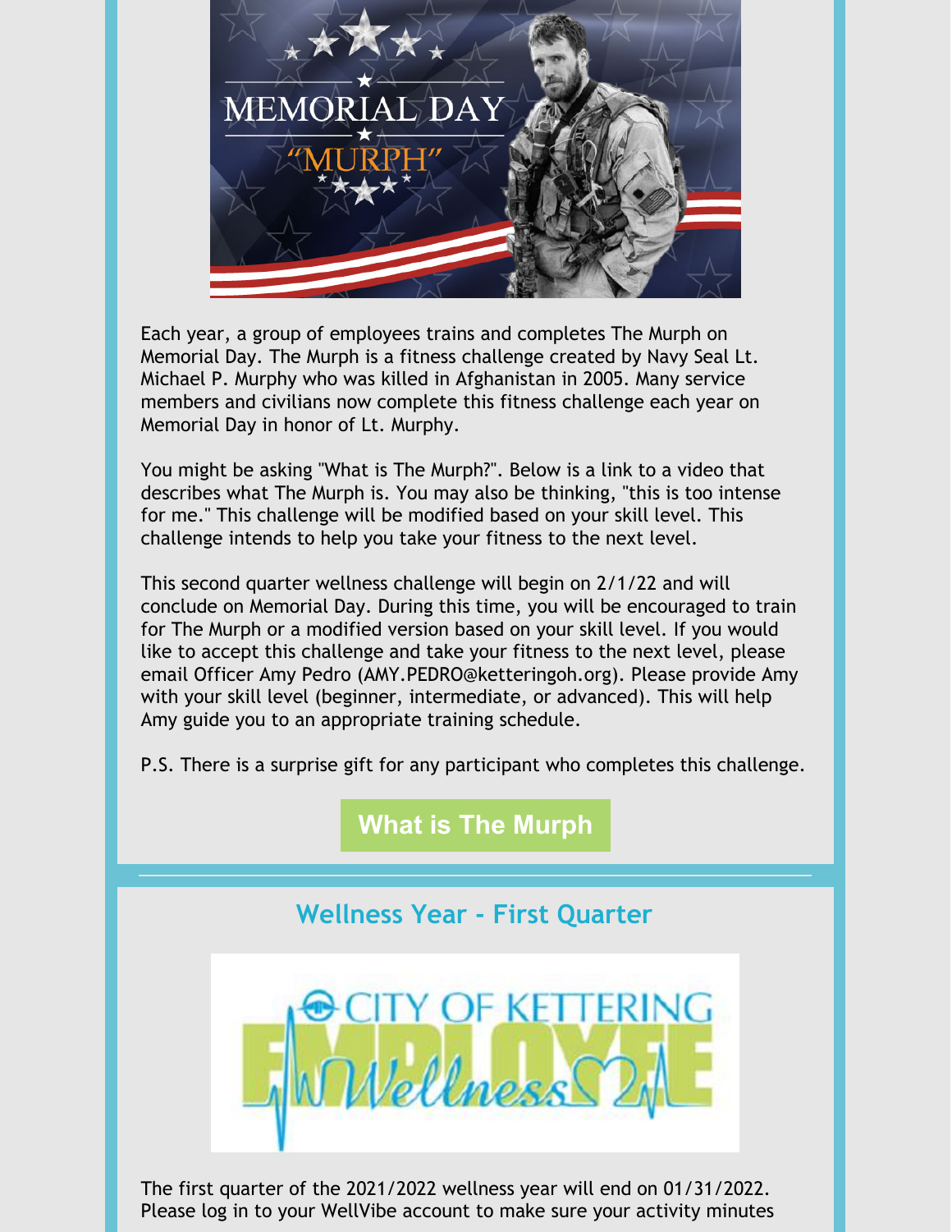Each year, a group of employees trains and completes The Murph on Memorial Day. The Murph is a fitness challenge created by Navy Seal Lt. Michael P. Murphy who was killed in Afghanistan in 2005. Many service members and civilians now complete this fitness challenge each year on Memorial Day in honor of Lt. Murphy.

You might be asking "What is The Murph?". Below is a link to a video that describes what The Murph is. You may also be thinking, "this is too intense for me." This challenge will be modified based on your skill level. This challenge intends to help you take your fitness to the next level.

This second quarter wellness challenge will begin on 2/1/22 and will conclude on Memorial Day. During this time, you will be encouraged to train for The Murph or a modified version based on your skill level. If you would like to accept this challenge and take your fitness to the next level, please email Officer Amy Pedro (AMY.PEDRO@ketteringoh.org). Please provide Amy with your skill level (beginner, intermediate, or advanced). This will help Amy guide you to an appropriate training schedule.

P.S. There is a surprise gift for any participant who completes this challenge.

**What is The Murph**

## Wellness Year - First Quarter

The first quarter of the 2021/2022 wellness year will end on 01/31/2022. Please log in to your WellVibe account to make sure your activity minutes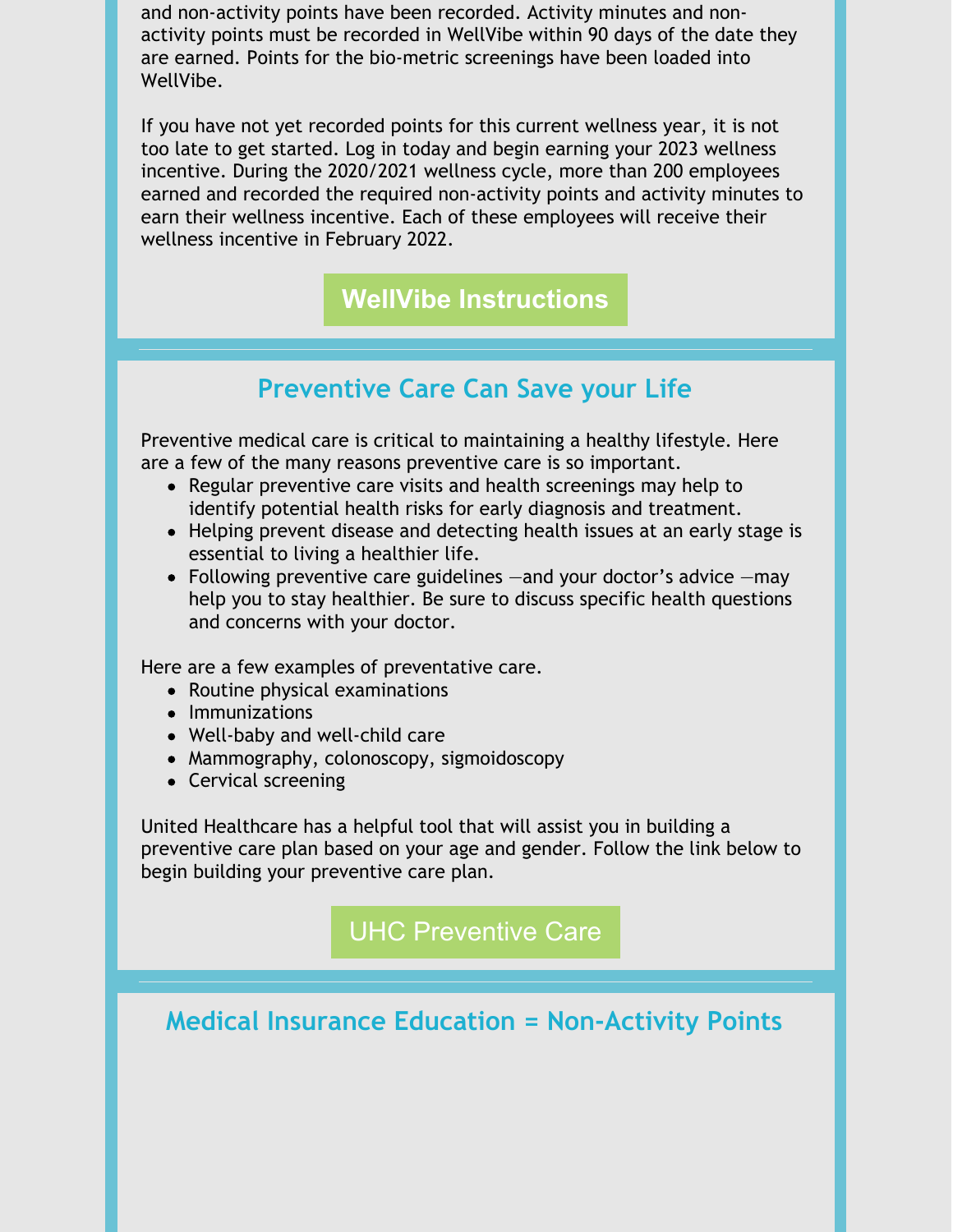and non-activity points have been recorded. Activity minutes and non-activity points must be recorded in WellVibe within 90 days of the date they are earned. Points for the bio-metric screenings have been loaded into WellVibe.

If you have not yet recorded points for this current wellness year, it is not too late to get started. Log in today and begin earning your 2023 wellness incentive. During the 2020/2021 wellness cycle, more than 200 employees earned and recorded the required non-activity points and activity minutes to earn their wellness incentive. Each of these employees will receive their wellness incentive in February 2022.

**WellVibe Instructions**

---

## Preventive Care Can Save your Life

Preventive medical care is critical to maintaining a healthy lifestyle. Here are a few of the many reasons preventive care is so important.

- Regular preventive care visits and health screenings may help to identify potential health risks for early diagnosis and treatment.
- Helping prevent disease and detecting health issues at an early stage is essential to living a healthier life.
- Following preventive care guidelines —and your doctor's advice —may help you to stay healthier. Be sure to discuss specific health questions and concerns with your doctor.

Here are a few examples of preventative care.

- Routine physical examinations
- Immunizations
- Well-baby and well-child care
- Mammography, colonoscopy, sigmoidoscopy
- Cervical screening

United Healthcare has a helpful tool that will assist you in building a preventive care plan based on your age and gender. Follow the link below to begin building your preventive care plan.

UHC Preventive Care

---

## Medical Insurance Education = Non-Activity Points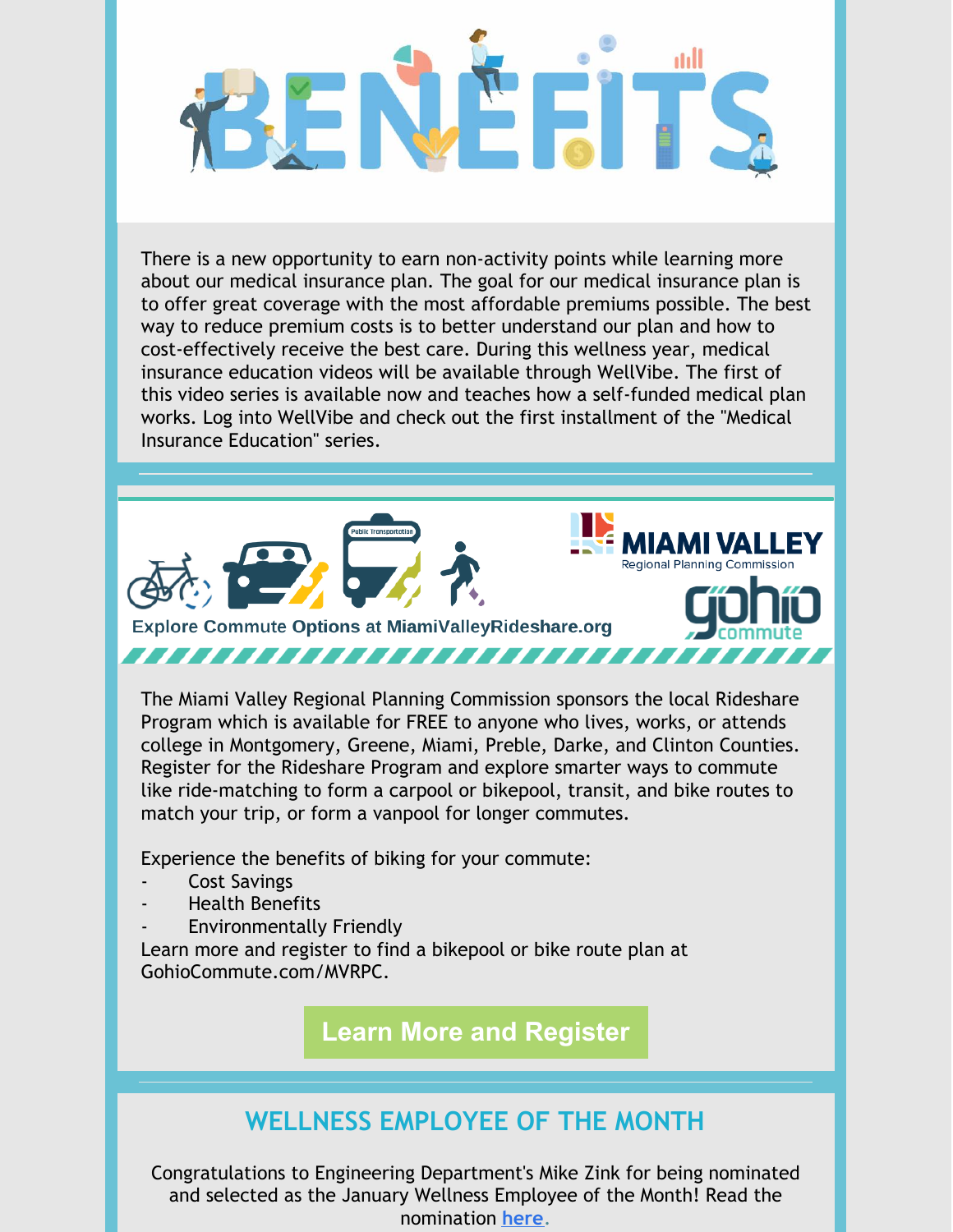# BENEFITS

There is a new opportunity to earn non-activity points while learning more about our medical insurance plan. The goal for our medical insurance plan is to offer great coverage with the most affordable premiums possible. The best way to reduce premium costs is to better understand our plan and how to cost-effectively receive the best care. During this wellness year, medical insurance education videos will be available through WellVibe. The first of this video series is available now and teaches how a self-funded medical plan works. Log into WellVibe and check out the first installment of the "Medical Insurance Education" series.

Explore Commute Options at MiamiValleyRideshare.org

MIAMI VALLEY Regional Planning Commission

gohio commute

The Miami Valley Regional Planning Commission sponsors the local Rideshare Program which is available for FREE to anyone who lives, works, or attends college in Montgomery, Greene, Miami, Preble, Darke, and Clinton Counties. Register for the Rideshare Program and explore smarter ways to commute like ride-matching to form a carpool or bikepool, transit, and bike routes to match your trip, or form a vanpool for longer commutes.

Experience the benefits of biking for your commute:

- Cost Savings
- Health Benefits
- Environmentally Friendly

Learn more and register to find a bikepool or bike route plan at GohioCommute.com/MVRPC.

**Learn More and Register**

## WELLNESS EMPLOYEE OF THE MONTH

Congratulations to Engineering Department's Mike Zink for being nominated and selected as the January Wellness Employee of the Month! Read the nomination here.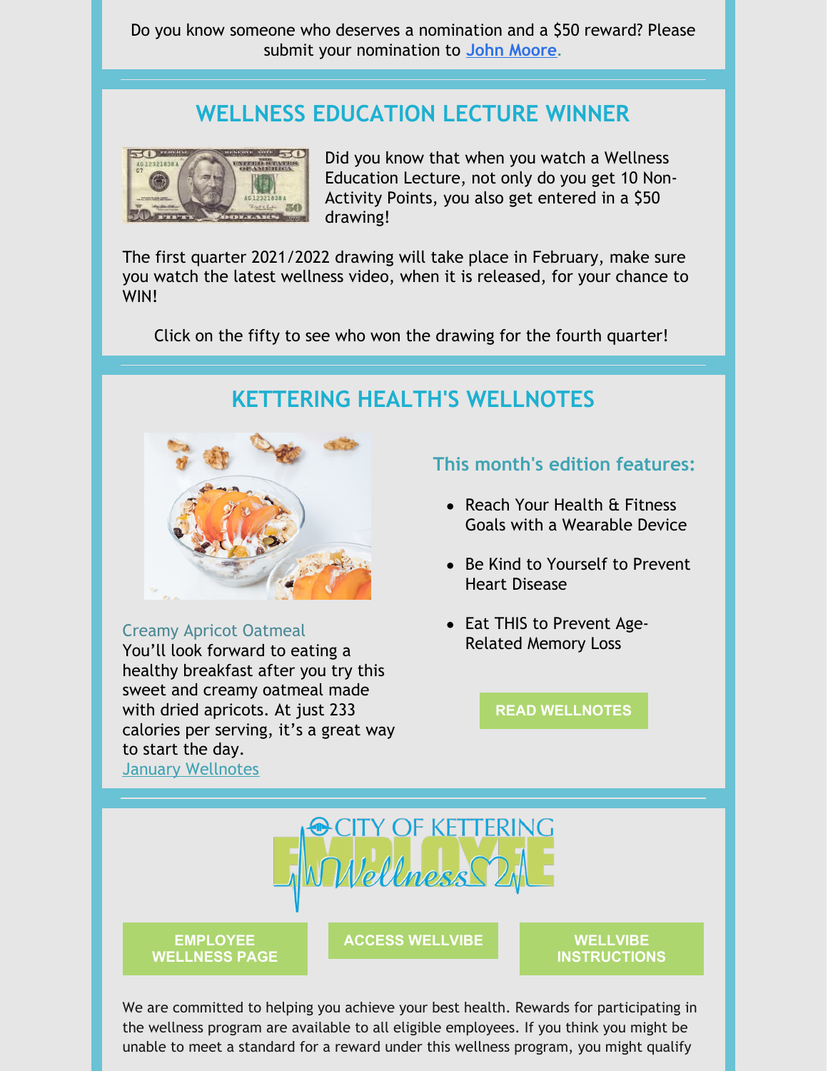Do you know someone who deserves a nomination and a $50 reward? Please submit your nomination to **John Moore**.

## WELLNESS EDUCATION LECTURE WINNER

Did you know that when you watch a Wellness Education Lecture, not only do you get 10 Non-Activity Points, you also get entered in a $50 drawing!

The first quarter 2021/2022 drawing will take place in February, make sure you watch the latest wellness video, when it is released, for your chance to WIN!

Click on the fifty to see who won the drawing for the fourth quarter!

## KETTERING HEALTH'S WELLNOTES

Creamy Apricot Oatmeal
You'll look forward to eating a healthy breakfast after you try this sweet and creamy oatmeal made with dried apricots. At just 233 calories per serving, it's a great way to start the day.
January Wellnotes

### This month's edition features:

- Reach Your Health & Fitness Goals with a Wearable Device
- Be Kind to Yourself to Prevent Heart Disease
- Eat THIS to Prevent Age-Related Memory Loss

**READ WELLNOTES**

CITY OF KETTERING EMPLOYEE Wellness

**EMPLOYEE WELLNESS PAGE** | **ACCESS WELLVIBE** | **WELLVIBE INSTRUCTIONS**

We are committed to helping you achieve your best health. Rewards for participating in the wellness program are available to all eligible employees. If you think you might be unable to meet a standard for a reward under this wellness program, you might qualify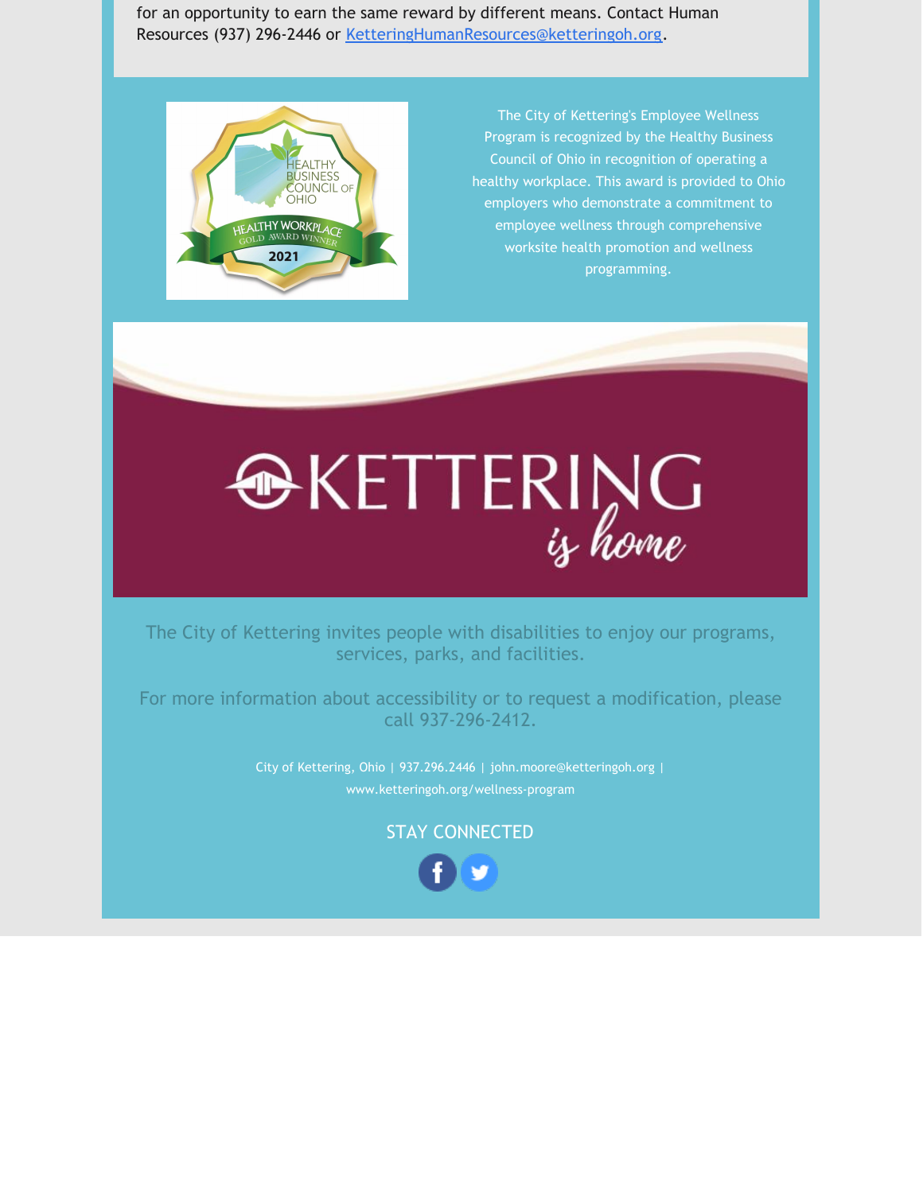for an opportunity to earn the same reward by different means. Contact Human Resources (937) 296-2446 or KetteringHumanResources@ketteringoh.org.

The City of Kettering's Employee Wellness Program is recognized by the Healthy Business Council of Ohio in recognition of operating a healthy workplace. This award is provided to Ohio employers who demonstrate a commitment to employee wellness through comprehensive worksite health promotion and wellness programming.

The City of Kettering invites people with disabilities to enjoy our programs, services, parks, and facilities.

For more information about accessibility or to request a modification, please call 937-296-2412.

City of Kettering, Ohio | 937.296.2446 | john.moore@ketteringoh.org | www.ketteringoh.org/wellness-program

STAY CONNECTED